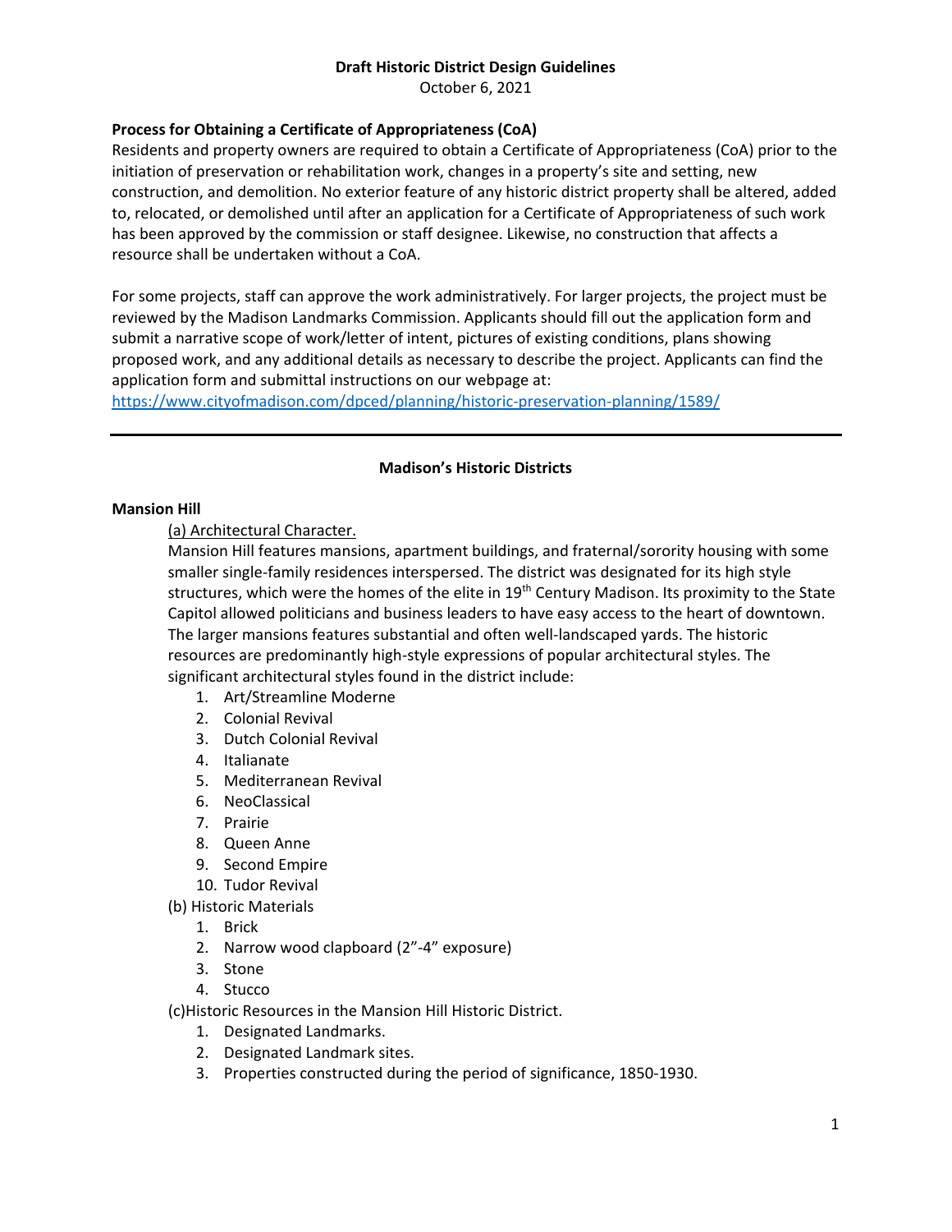**Draft Historic District Design Guidelines**

October 6, 2021

**Process for Obtaining a Certificate of Appropriateness (CoA)**

Residents and property owners are required to obtain a Certificate of Appropriateness (CoA) prior to the initiation of preservation or rehabilitation work, changes in a property's site and setting, new construction, and demolition. No exterior feature of any historic district property shall be altered, added to, relocated, or demolished until after an application for a Certificate of Appropriateness of such work has been approved by the commission or staff designee. Likewise, no construction that affects a resource shall be undertaken without a CoA.

For some projects, staff can approve the work administratively. For larger projects, the project must be reviewed by the Madison Landmarks Commission. Applicants should fill out the application form and submit a narrative scope of work/letter of intent, pictures of existing conditions, plans showing proposed work, and any additional details as necessary to describe the project. Applicants can find the application form and submittal instructions on our webpage at: https://www.cityofmadison.com/dpced/planning/historic-preservation-planning/1589/

---

## Madison's Historic Districts

### Mansion Hill

(a) Architectural Character.

Mansion Hill features mansions, apartment buildings, and fraternal/sorority housing with some smaller single-family residences interspersed. The district was designated for its high style structures, which were the homes of the elite in 19th Century Madison. Its proximity to the State Capitol allowed politicians and business leaders to have easy access to the heart of downtown. The larger mansions features substantial and often well-landscaped yards. The historic resources are predominantly high-style expressions of popular architectural styles. The significant architectural styles found in the district include:

1. Art/Streamline Moderne
2. Colonial Revival
3. Dutch Colonial Revival
4. Italianate
5. Mediterranean Revival
6. NeoClassical
7. Prairie
8. Queen Anne
9. Second Empire
10. Tudor Revival

(b) Historic Materials

1. Brick
2. Narrow wood clapboard (2"-4" exposure)
3. Stone
4. Stucco

(c)Historic Resources in the Mansion Hill Historic District.

1. Designated Landmarks.
2. Designated Landmark sites.
3. Properties constructed during the period of significance, 1850-1930.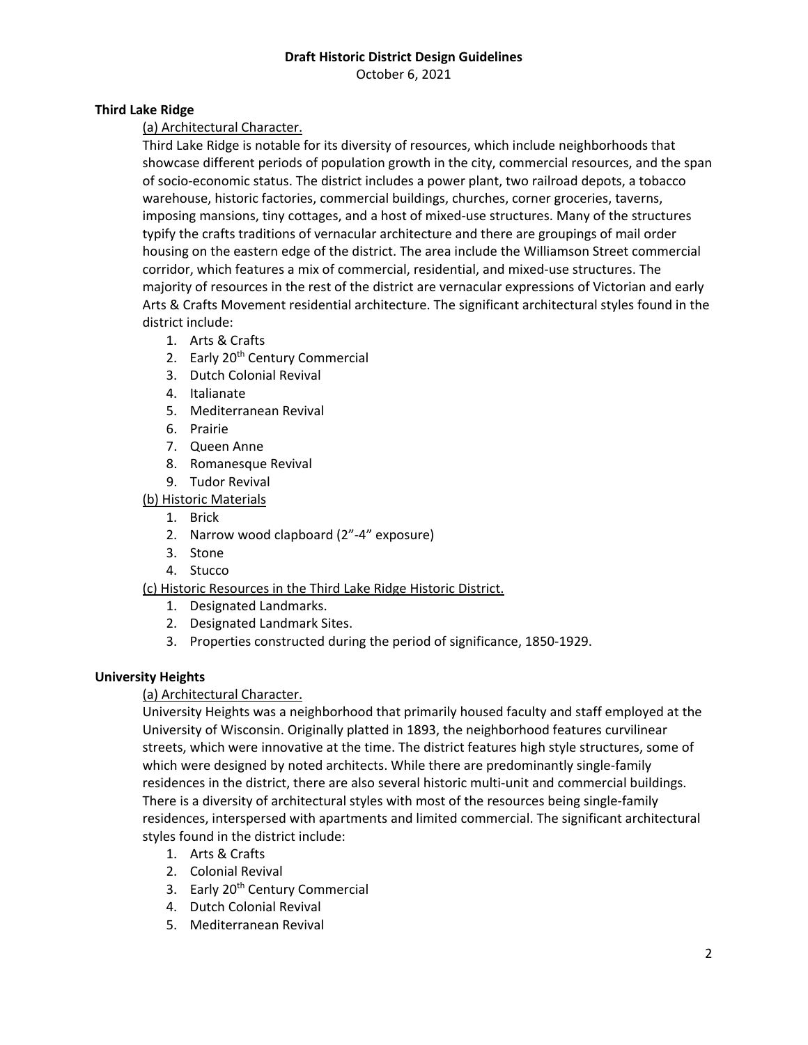### Third Lake Ridge

(a) Architectural Character.

Third Lake Ridge is notable for its diversity of resources, which include neighborhoods that showcase different periods of population growth in the city, commercial resources, and the span of socio-economic status. The district includes a power plant, two railroad depots, a tobacco warehouse, historic factories, commercial buildings, churches, corner groceries, taverns, imposing mansions, tiny cottages, and a host of mixed-use structures. Many of the structures typify the crafts traditions of vernacular architecture and there are groupings of mail order housing on the eastern edge of the district. The area include the Williamson Street commercial corridor, which features a mix of commercial, residential, and mixed-use structures. The majority of resources in the rest of the district are vernacular expressions of Victorian and early Arts & Crafts Movement residential architecture. The significant architectural styles found in the district include:

1. Arts & Crafts
2. Early 20th Century Commercial
3. Dutch Colonial Revival
4. Italianate
5. Mediterranean Revival
6. Prairie
7. Queen Anne
8. Romanesque Revival
9. Tudor Revival

(b) Historic Materials

1. Brick
2. Narrow wood clapboard (2”-4” exposure)
3. Stone
4. Stucco

(c) Historic Resources in the Third Lake Ridge Historic District.

1. Designated Landmarks.
2. Designated Landmark Sites.
3. Properties constructed during the period of significance, 1850-1929.

### University Heights

(a) Architectural Character.

University Heights was a neighborhood that primarily housed faculty and staff employed at the University of Wisconsin. Originally platted in 1893, the neighborhood features curvilinear streets, which were innovative at the time. The district features high style structures, some of which were designed by noted architects. While there are predominantly single-family residences in the district, there are also several historic multi-unit and commercial buildings. There is a diversity of architectural styles with most of the resources being single-family residences, interspersed with apartments and limited commercial. The significant architectural styles found in the district include:

1. Arts & Crafts
2. Colonial Revival
3. Early 20th Century Commercial
4. Dutch Colonial Revival
5. Mediterranean Revival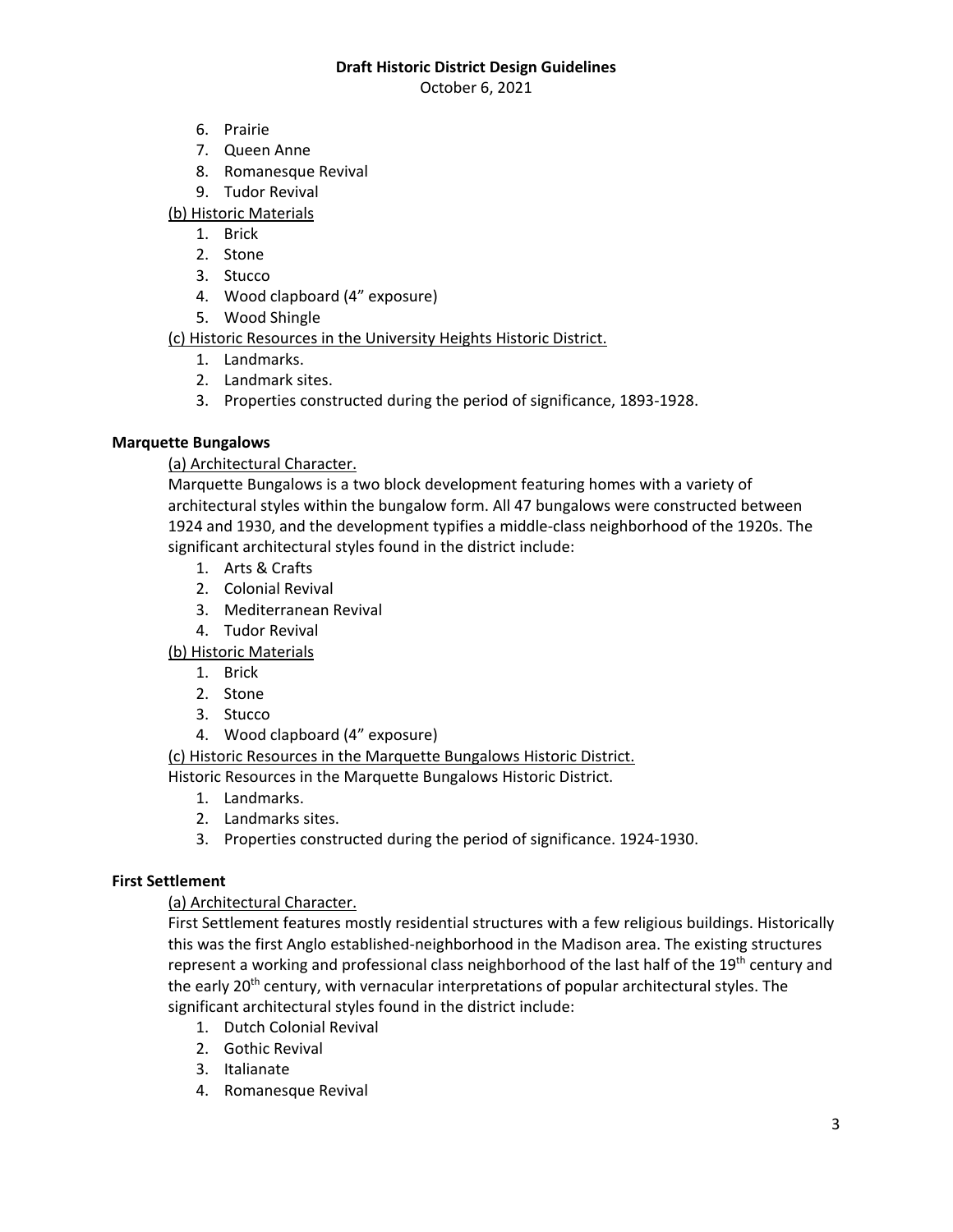6. Prairie
7. Queen Anne
8. Romanesque Revival
9. Tudor Revival

(b) Historic Materials

1. Brick
2. Stone
3. Stucco
4. Wood clapboard (4" exposure)
5. Wood Shingle

(c) Historic Resources in the University Heights Historic District.

1. Landmarks.
2. Landmark sites.
3. Properties constructed during the period of significance, 1893-1928.

**Marquette Bungalows**

(a) Architectural Character.

Marquette Bungalows is a two block development featuring homes with a variety of architectural styles within the bungalow form. All 47 bungalows were constructed between 1924 and 1930, and the development typifies a middle-class neighborhood of the 1920s. The significant architectural styles found in the district include:

1. Arts & Crafts
2. Colonial Revival
3. Mediterranean Revival
4. Tudor Revival

(b) Historic Materials

1. Brick
2. Stone
3. Stucco
4. Wood clapboard (4" exposure)

(c) Historic Resources in the Marquette Bungalows Historic District.

Historic Resources in the Marquette Bungalows Historic District.

1. Landmarks.
2. Landmarks sites.
3. Properties constructed during the period of significance. 1924-1930.

**First Settlement**

(a) Architectural Character.

First Settlement features mostly residential structures with a few religious buildings. Historically this was the first Anglo established-neighborhood in the Madison area. The existing structures represent a working and professional class neighborhood of the last half of the 19th century and the early 20th century, with vernacular interpretations of popular architectural styles. The significant architectural styles found in the district include:

1. Dutch Colonial Revival
2. Gothic Revival
3. Italianate
4. Romanesque Revival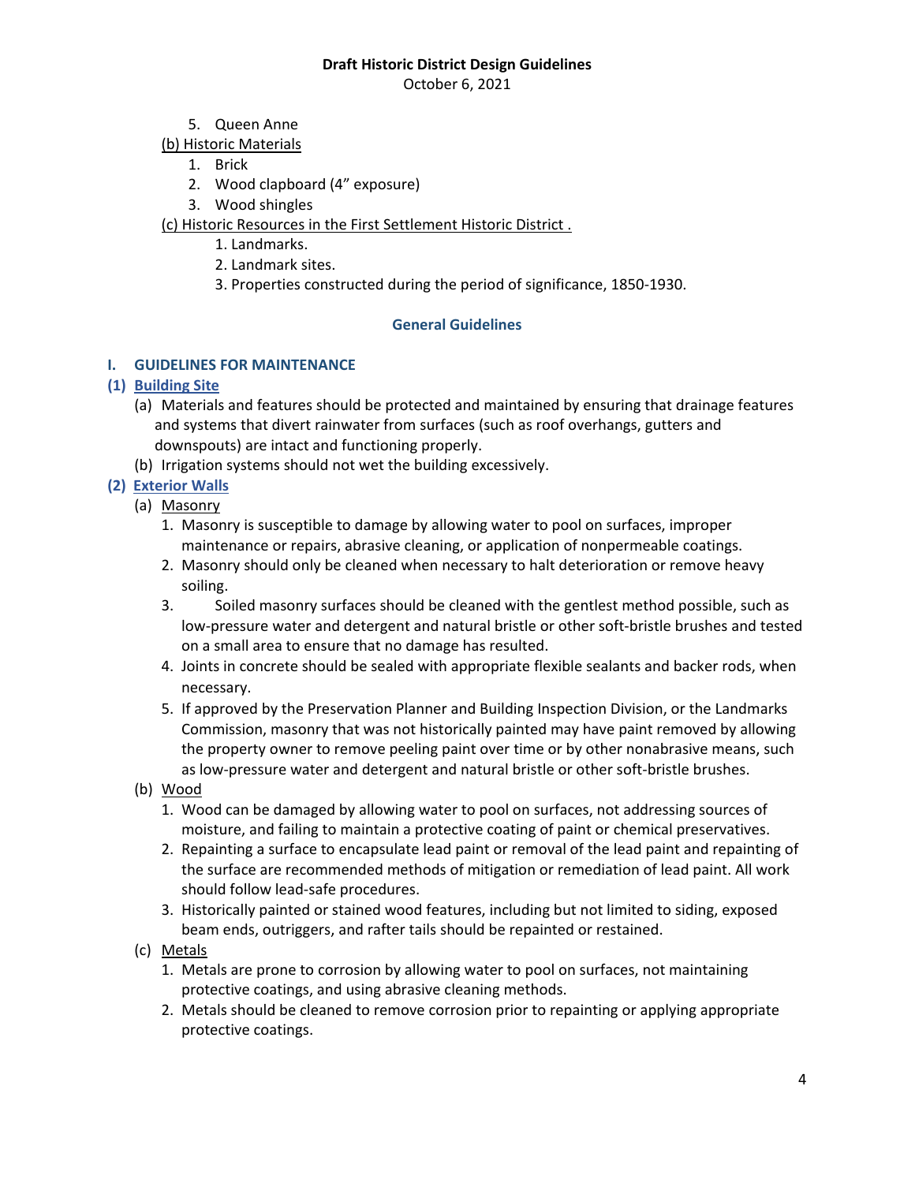5. Queen Anne

(b) Historic Materials

1. Brick
2. Wood clapboard (4” exposure)
3. Wood shingles

(c) Historic Resources in the First Settlement Historic District .

1. Landmarks.
2. Landmark sites.
3. Properties constructed during the period of significance, 1850-1930.

## General Guidelines

### I. GUIDELINES FOR MAINTENANCE

#### (1) Building Site

(a) Materials and features should be protected and maintained by ensuring that drainage features and systems that divert rainwater from surfaces (such as roof overhangs, gutters and downspouts) are intact and functioning properly.

(b) Irrigation systems should not wet the building excessively.

#### (2) Exterior Walls

(a) Masonry

1. Masonry is susceptible to damage by allowing water to pool on surfaces, improper maintenance or repairs, abrasive cleaning, or application of nonpermeable coatings.
2. Masonry should only be cleaned when necessary to halt deterioration or remove heavy soiling.
3. Soiled masonry surfaces should be cleaned with the gentlest method possible, such as low-pressure water and detergent and natural bristle or other soft-bristle brushes and tested on a small area to ensure that no damage has resulted.
4. Joints in concrete should be sealed with appropriate flexible sealants and backer rods, when necessary.
5. If approved by the Preservation Planner and Building Inspection Division, or the Landmarks Commission, masonry that was not historically painted may have paint removed by allowing the property owner to remove peeling paint over time or by other nonabrasive means, such as low-pressure water and detergent and natural bristle or other soft-bristle brushes.

(b) Wood

1. Wood can be damaged by allowing water to pool on surfaces, not addressing sources of moisture, and failing to maintain a protective coating of paint or chemical preservatives.
2. Repainting a surface to encapsulate lead paint or removal of the lead paint and repainting of the surface are recommended methods of mitigation or remediation of lead paint. All work should follow lead-safe procedures.
3. Historically painted or stained wood features, including but not limited to siding, exposed beam ends, outriggers, and rafter tails should be repainted or restained.

(c) Metals

1. Metals are prone to corrosion by allowing water to pool on surfaces, not maintaining protective coatings, and using abrasive cleaning methods.
2. Metals should be cleaned to remove corrosion prior to repainting or applying appropriate protective coatings.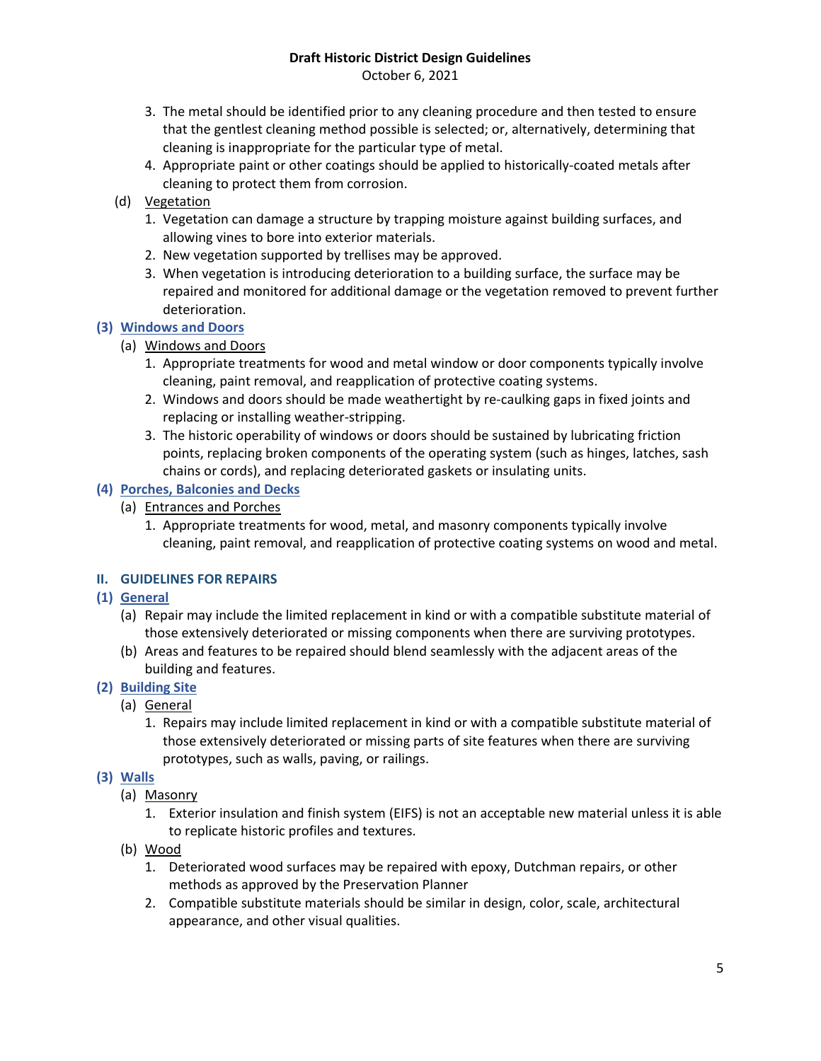3. The metal should be identified prior to any cleaning procedure and then tested to ensure that the gentlest cleaning method possible is selected; or, alternatively, determining that cleaning is inappropriate for the particular type of metal.
4. Appropriate paint or other coatings should be applied to historically-coated metals after cleaning to protect them from corrosion.

(d) Vegetation

1. Vegetation can damage a structure by trapping moisture against building surfaces, and allowing vines to bore into exterior materials.
2. New vegetation supported by trellises may be approved.
3. When vegetation is introducing deterioration to a building surface, the surface may be repaired and monitored for additional damage or the vegetation removed to prevent further deterioration.

### (3) Windows and Doors

(a) Windows and Doors

1. Appropriate treatments for wood and metal window or door components typically involve cleaning, paint removal, and reapplication of protective coating systems.
2. Windows and doors should be made weathertight by re-caulking gaps in fixed joints and replacing or installing weather-stripping.
3. The historic operability of windows or doors should be sustained by lubricating friction points, replacing broken components of the operating system (such as hinges, latches, sash chains or cords), and replacing deteriorated gaskets or insulating units.

### (4) Porches, Balconies and Decks

(a) Entrances and Porches

1. Appropriate treatments for wood, metal, and masonry components typically involve cleaning, paint removal, and reapplication of protective coating systems on wood and metal.

## II. GUIDELINES FOR REPAIRS

### (1) General

(a) Repair may include the limited replacement in kind or with a compatible substitute material of those extensively deteriorated or missing components when there are surviving prototypes.

(b) Areas and features to be repaired should blend seamlessly with the adjacent areas of the building and features.

### (2) Building Site

(a) General

1. Repairs may include limited replacement in kind or with a compatible substitute material of those extensively deteriorated or missing parts of site features when there are surviving prototypes, such as walls, paving, or railings.

### (3) Walls

(a) Masonry

1. Exterior insulation and finish system (EIFS) is not an acceptable new material unless it is able to replicate historic profiles and textures.

(b) Wood

1. Deteriorated wood surfaces may be repaired with epoxy, Dutchman repairs, or other methods as approved by the Preservation Planner
2. Compatible substitute materials should be similar in design, color, scale, architectural appearance, and other visual qualities.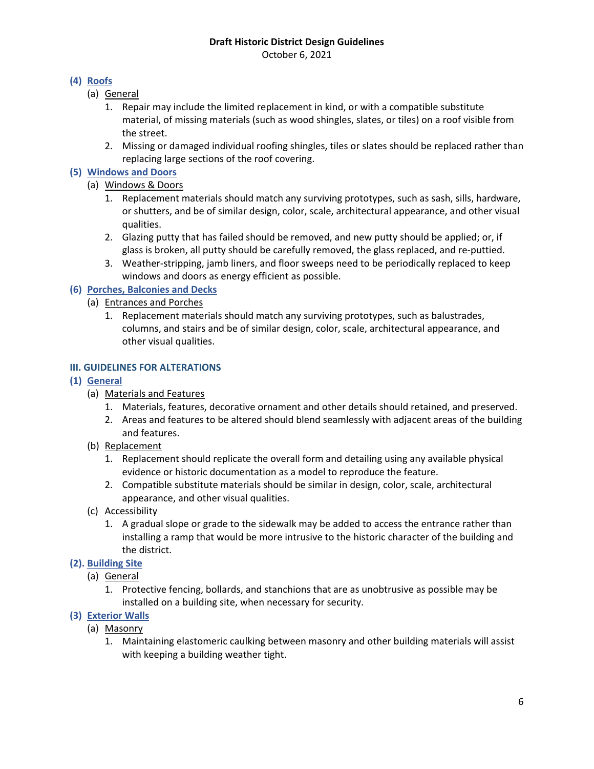### (4) Roofs

(a) General

1. Repair may include the limited replacement in kind, or with a compatible substitute material, of missing materials (such as wood shingles, slates, or tiles) on a roof visible from the street.
2. Missing or damaged individual roofing shingles, tiles or slates should be replaced rather than replacing large sections of the roof covering.

### (5) Windows and Doors

(a) Windows & Doors

1. Replacement materials should match any surviving prototypes, such as sash, sills, hardware, or shutters, and be of similar design, color, scale, architectural appearance, and other visual qualities.
2. Glazing putty that has failed should be removed, and new putty should be applied; or, if glass is broken, all putty should be carefully removed, the glass replaced, and re-puttied.
3. Weather-stripping, jamb liners, and floor sweeps need to be periodically replaced to keep windows and doors as energy efficient as possible.

### (6) Porches, Balconies and Decks

(a) Entrances and Porches

1. Replacement materials should match any surviving prototypes, such as balustrades, columns, and stairs and be of similar design, color, scale, architectural appearance, and other visual qualities.

## III. GUIDELINES FOR ALTERATIONS

### (1) General

(a) Materials and Features

1. Materials, features, decorative ornament and other details should retained, and preserved.
2. Areas and features to be altered should blend seamlessly with adjacent areas of the building and features.

(b) Replacement

1. Replacement should replicate the overall form and detailing using any available physical evidence or historic documentation as a model to reproduce the feature.
2. Compatible substitute materials should be similar in design, color, scale, architectural appearance, and other visual qualities.

(c) Accessibility

1. A gradual slope or grade to the sidewalk may be added to access the entrance rather than installing a ramp that would be more intrusive to the historic character of the building and the district.

### (2). Building Site

(a) General

1. Protective fencing, bollards, and stanchions that are as unobtrusive as possible may be installed on a building site, when necessary for security.

### (3) Exterior Walls

(a) Masonry

1. Maintaining elastomeric caulking between masonry and other building materials will assist with keeping a building weather tight.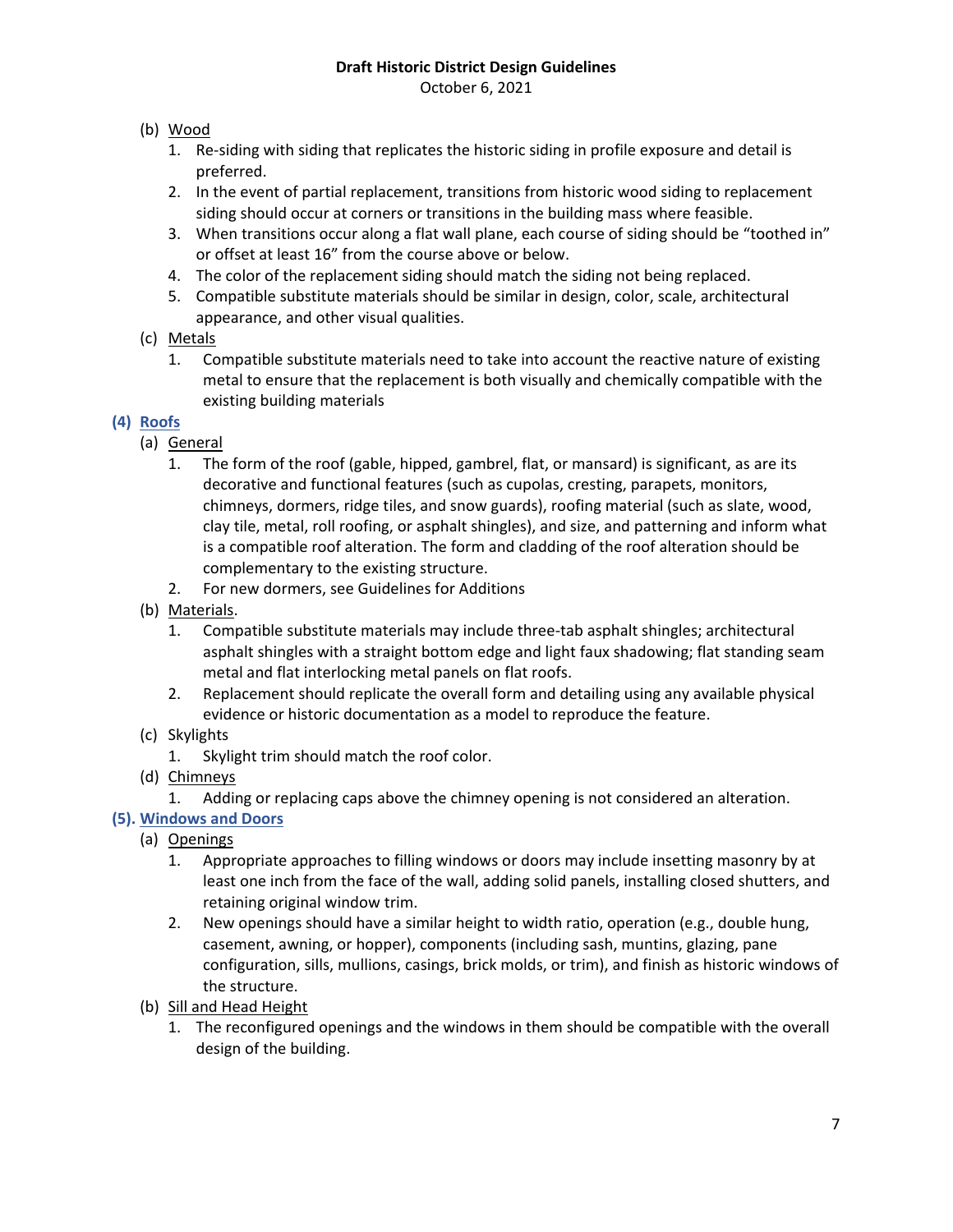(b) Wood

1. Re-siding with siding that replicates the historic siding in profile exposure and detail is preferred.
2. In the event of partial replacement, transitions from historic wood siding to replacement siding should occur at corners or transitions in the building mass where feasible.
3. When transitions occur along a flat wall plane, each course of siding should be "toothed in" or offset at least 16" from the course above or below.
4. The color of the replacement siding should match the siding not being replaced.
5. Compatible substitute materials should be similar in design, color, scale, architectural appearance, and other visual qualities.

(c) Metals

1. Compatible substitute materials need to take into account the reactive nature of existing metal to ensure that the replacement is both visually and chemically compatible with the existing building materials

## (4) Roofs

(a) General

1. The form of the roof (gable, hipped, gambrel, flat, or mansard) is significant, as are its decorative and functional features (such as cupolas, cresting, parapets, monitors, chimneys, dormers, ridge tiles, and snow guards), roofing material (such as slate, wood, clay tile, metal, roll roofing, or asphalt shingles), and size, and patterning and inform what is a compatible roof alteration. The form and cladding of the roof alteration should be complementary to the existing structure.
2. For new dormers, see Guidelines for Additions

(b) Materials.

1. Compatible substitute materials may include three-tab asphalt shingles; architectural asphalt shingles with a straight bottom edge and light faux shadowing; flat standing seam metal and flat interlocking metal panels on flat roofs.
2. Replacement should replicate the overall form and detailing using any available physical evidence or historic documentation as a model to reproduce the feature.

(c) Skylights

1. Skylight trim should match the roof color.

(d) Chimneys

1. Adding or replacing caps above the chimney opening is not considered an alteration.

## (5). Windows and Doors

(a) Openings

1. Appropriate approaches to filling windows or doors may include insetting masonry by at least one inch from the face of the wall, adding solid panels, installing closed shutters, and retaining original window trim.
2. New openings should have a similar height to width ratio, operation (e.g., double hung, casement, awning, or hopper), components (including sash, muntins, glazing, pane configuration, sills, mullions, casings, brick molds, or trim), and finish as historic windows of the structure.

(b) Sill and Head Height

1. The reconfigured openings and the windows in them should be compatible with the overall design of the building.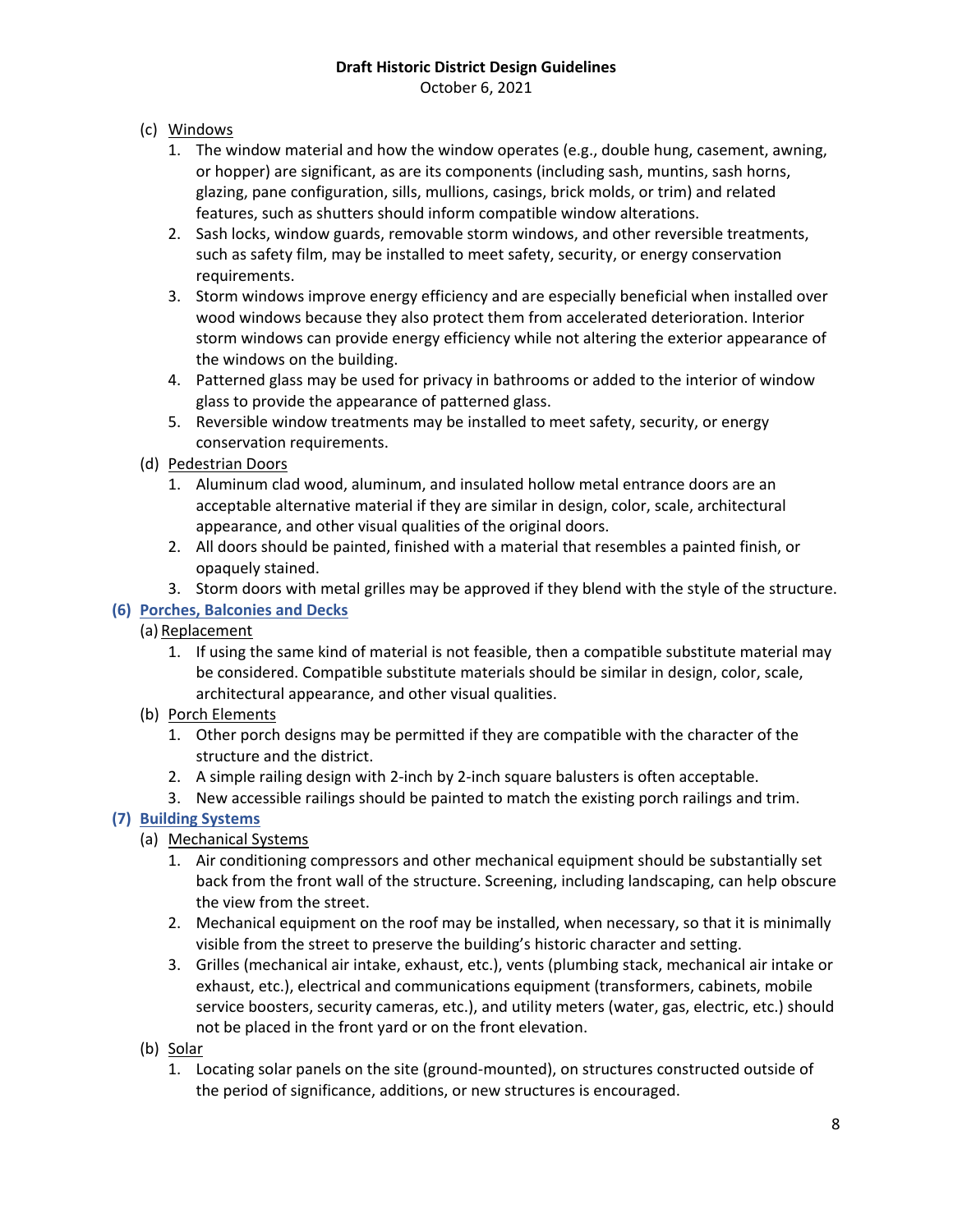(c) Windows

1. The window material and how the window operates (e.g., double hung, casement, awning, or hopper) are significant, as are its components (including sash, muntins, sash horns, glazing, pane configuration, sills, mullions, casings, brick molds, or trim) and related features, such as shutters should inform compatible window alterations.
2. Sash locks, window guards, removable storm windows, and other reversible treatments, such as safety film, may be installed to meet safety, security, or energy conservation requirements.
3. Storm windows improve energy efficiency and are especially beneficial when installed over wood windows because they also protect them from accelerated deterioration. Interior storm windows can provide energy efficiency while not altering the exterior appearance of the windows on the building.
4. Patterned glass may be used for privacy in bathrooms or added to the interior of window glass to provide the appearance of patterned glass.
5. Reversible window treatments may be installed to meet safety, security, or energy conservation requirements.

(d) Pedestrian Doors

1. Aluminum clad wood, aluminum, and insulated hollow metal entrance doors are an acceptable alternative material if they are similar in design, color, scale, architectural appearance, and other visual qualities of the original doors.
2. All doors should be painted, finished with a material that resembles a painted finish, or opaquely stained.
3. Storm doors with metal grilles may be approved if they blend with the style of the structure.

## (6) Porches, Balconies and Decks

(a) Replacement

1. If using the same kind of material is not feasible, then a compatible substitute material may be considered. Compatible substitute materials should be similar in design, color, scale, architectural appearance, and other visual qualities.

(b) Porch Elements

1. Other porch designs may be permitted if they are compatible with the character of the structure and the district.
2. A simple railing design with 2-inch by 2-inch square balusters is often acceptable.
3. New accessible railings should be painted to match the existing porch railings and trim.

## (7) Building Systems

(a) Mechanical Systems

1. Air conditioning compressors and other mechanical equipment should be substantially set back from the front wall of the structure. Screening, including landscaping, can help obscure the view from the street.
2. Mechanical equipment on the roof may be installed, when necessary, so that it is minimally visible from the street to preserve the building's historic character and setting.
3. Grilles (mechanical air intake, exhaust, etc.), vents (plumbing stack, mechanical air intake or exhaust, etc.), electrical and communications equipment (transformers, cabinets, mobile service boosters, security cameras, etc.), and utility meters (water, gas, electric, etc.) should not be placed in the front yard or on the front elevation.

(b) Solar

1. Locating solar panels on the site (ground-mounted), on structures constructed outside of the period of significance, additions, or new structures is encouraged.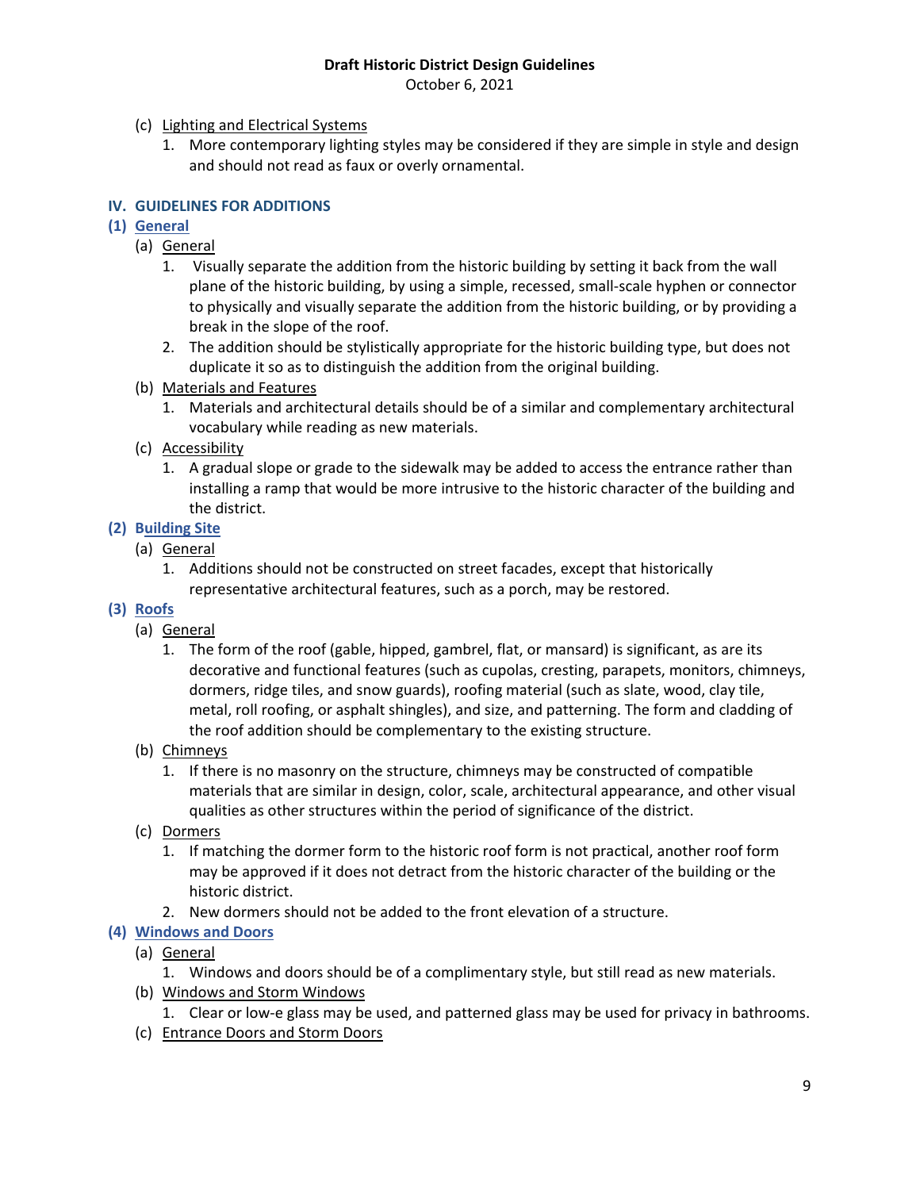(c) Lighting and Electrical Systems

1. More contemporary lighting styles may be considered if they are simple in style and design and should not read as faux or overly ornamental.

## IV. GUIDELINES FOR ADDITIONS

### (1) General

(a) General

1. Visually separate the addition from the historic building by setting it back from the wall plane of the historic building, by using a simple, recessed, small-scale hyphen or connector to physically and visually separate the addition from the historic building, or by providing a break in the slope of the roof.
2. The addition should be stylistically appropriate for the historic building type, but does not duplicate it so as to distinguish the addition from the original building.

(b) Materials and Features

1. Materials and architectural details should be of a similar and complementary architectural vocabulary while reading as new materials.

(c) Accessibility

1. A gradual slope or grade to the sidewalk may be added to access the entrance rather than installing a ramp that would be more intrusive to the historic character of the building and the district.

### (2) Building Site

(a) General

1. Additions should not be constructed on street facades, except that historically representative architectural features, such as a porch, may be restored.

### (3) Roofs

(a) General

1. The form of the roof (gable, hipped, gambrel, flat, or mansard) is significant, as are its decorative and functional features (such as cupolas, cresting, parapets, monitors, chimneys, dormers, ridge tiles, and snow guards), roofing material (such as slate, wood, clay tile, metal, roll roofing, or asphalt shingles), and size, and patterning. The form and cladding of the roof addition should be complementary to the existing structure.

(b) Chimneys

1. If there is no masonry on the structure, chimneys may be constructed of compatible materials that are similar in design, color, scale, architectural appearance, and other visual qualities as other structures within the period of significance of the district.

(c) Dormers

1. If matching the dormer form to the historic roof form is not practical, another roof form may be approved if it does not detract from the historic character of the building or the historic district.
2. New dormers should not be added to the front elevation of a structure.

### (4) Windows and Doors

(a) General

1. Windows and doors should be of a complimentary style, but still read as new materials.

(b) Windows and Storm Windows

1. Clear or low-e glass may be used, and patterned glass may be used for privacy in bathrooms.

(c) Entrance Doors and Storm Doors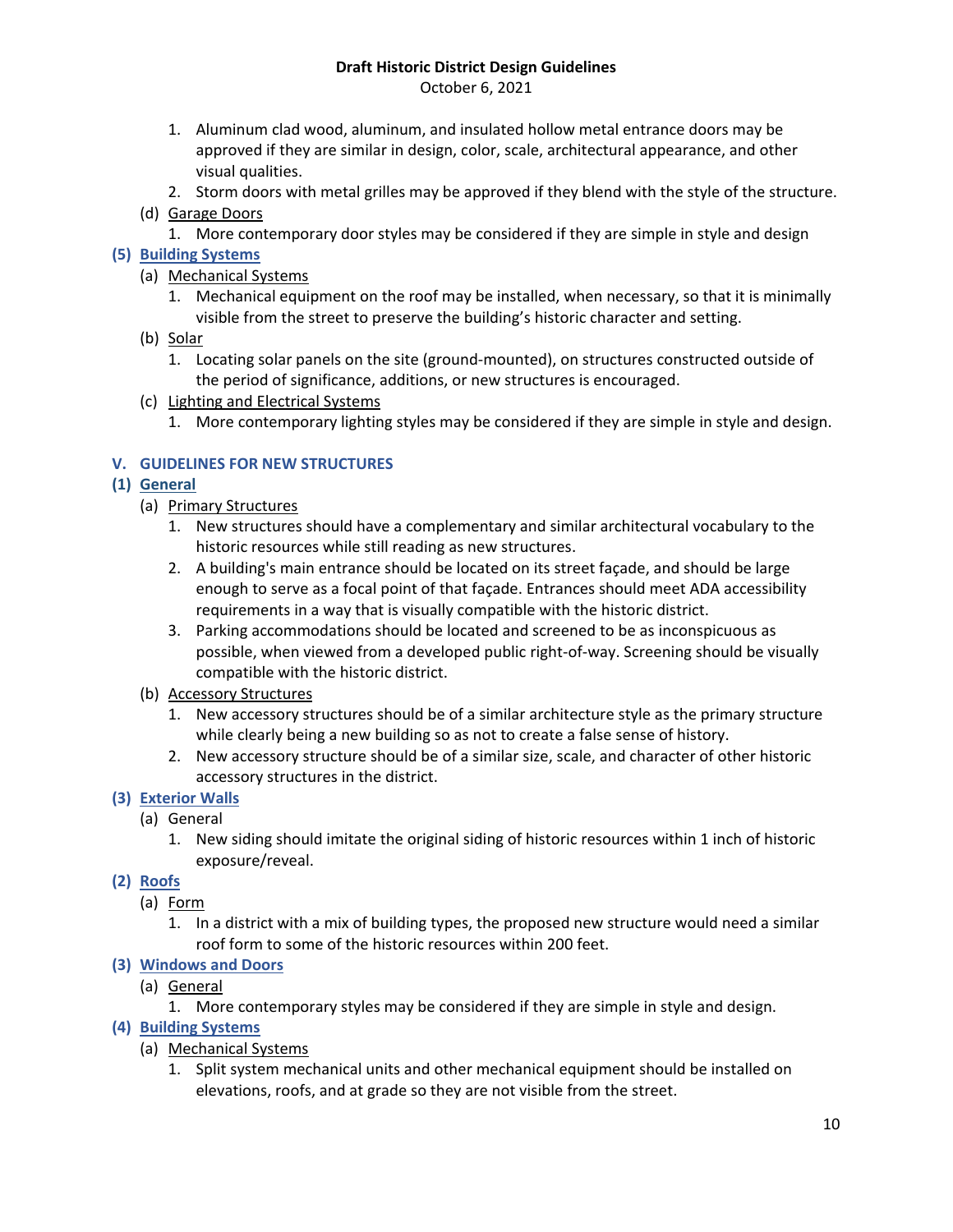1. Aluminum clad wood, aluminum, and insulated hollow metal entrance doors may be approved if they are similar in design, color, scale, architectural appearance, and other visual qualities.
2. Storm doors with metal grilles may be approved if they blend with the style of the structure.

(d) Garage Doors

1. More contemporary door styles may be considered if they are simple in style and design

**(5) Building Systems**

(a) Mechanical Systems

1. Mechanical equipment on the roof may be installed, when necessary, so that it is minimally visible from the street to preserve the building's historic character and setting.

(b) Solar

1. Locating solar panels on the site (ground-mounted), on structures constructed outside of the period of significance, additions, or new structures is encouraged.

(c) Lighting and Electrical Systems

1. More contemporary lighting styles may be considered if they are simple in style and design.

## V. GUIDELINES FOR NEW STRUCTURES

**(1) General**

(a) Primary Structures

1. New structures should have a complementary and similar architectural vocabulary to the historic resources while still reading as new structures.
2. A building's main entrance should be located on its street façade, and should be large enough to serve as a focal point of that façade. Entrances should meet ADA accessibility requirements in a way that is visually compatible with the historic district.
3. Parking accommodations should be located and screened to be as inconspicuous as possible, when viewed from a developed public right-of-way. Screening should be visually compatible with the historic district.

(b) Accessory Structures

1. New accessory structures should be of a similar architecture style as the primary structure while clearly being a new building so as not to create a false sense of history.
2. New accessory structure should be of a similar size, scale, and character of other historic accessory structures in the district.

**(3) Exterior Walls**

(a) General

1. New siding should imitate the original siding of historic resources within 1 inch of historic exposure/reveal.

**(2) Roofs**

(a) Form

1. In a district with a mix of building types, the proposed new structure would need a similar roof form to some of the historic resources within 200 feet.

**(3) Windows and Doors**

(a) General

1. More contemporary styles may be considered if they are simple in style and design.

**(4) Building Systems**

(a) Mechanical Systems

1. Split system mechanical units and other mechanical equipment should be installed on elevations, roofs, and at grade so they are not visible from the street.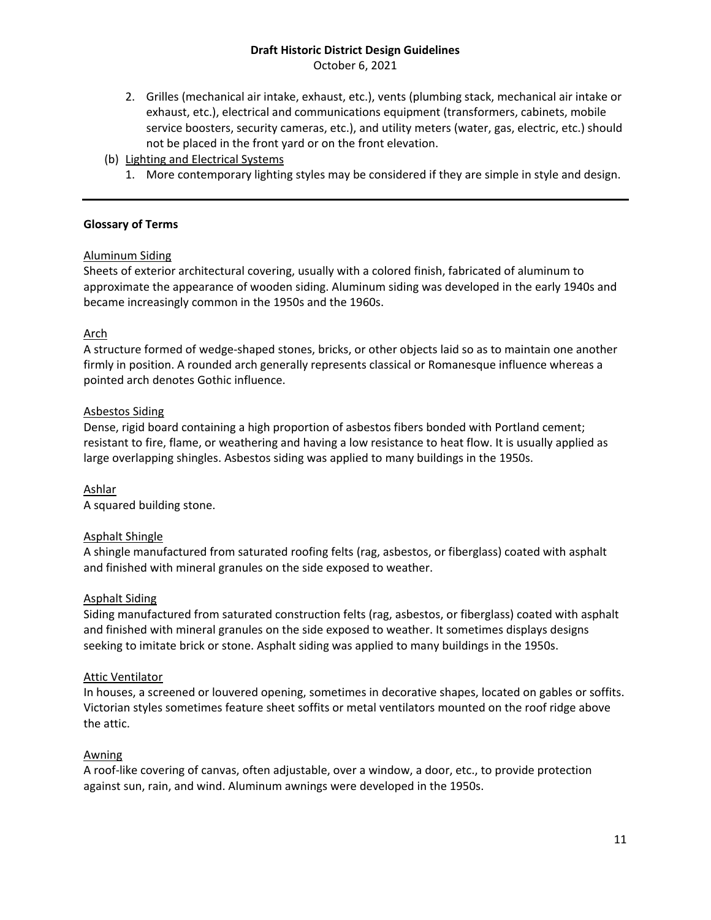2. Grilles (mechanical air intake, exhaust, etc.), vents (plumbing stack, mechanical air intake or exhaust, etc.), electrical and communications equipment (transformers, cabinets, mobile service boosters, security cameras, etc.), and utility meters (water, gas, electric, etc.) should not be placed in the front yard or on the front elevation.

(b) Lighting and Electrical Systems

1. More contemporary lighting styles may be considered if they are simple in style and design.

---

## Glossary of Terms

Aluminum Siding

Sheets of exterior architectural covering, usually with a colored finish, fabricated of aluminum to approximate the appearance of wooden siding. Aluminum siding was developed in the early 1940s and became increasingly common in the 1950s and the 1960s.

Arch

A structure formed of wedge-shaped stones, bricks, or other objects laid so as to maintain one another firmly in position. A rounded arch generally represents classical or Romanesque influence whereas a pointed arch denotes Gothic influence.

Asbestos Siding

Dense, rigid board containing a high proportion of asbestos fibers bonded with Portland cement; resistant to fire, flame, or weathering and having a low resistance to heat flow. It is usually applied as large overlapping shingles. Asbestos siding was applied to many buildings in the 1950s.

Ashlar

A squared building stone.

Asphalt Shingle

A shingle manufactured from saturated roofing felts (rag, asbestos, or fiberglass) coated with asphalt and finished with mineral granules on the side exposed to weather.

Asphalt Siding

Siding manufactured from saturated construction felts (rag, asbestos, or fiberglass) coated with asphalt and finished with mineral granules on the side exposed to weather. It sometimes displays designs seeking to imitate brick or stone. Asphalt siding was applied to many buildings in the 1950s.

Attic Ventilator

In houses, a screened or louvered opening, sometimes in decorative shapes, located on gables or soffits. Victorian styles sometimes feature sheet soffits or metal ventilators mounted on the roof ridge above the attic.

Awning

A roof-like covering of canvas, often adjustable, over a window, a door, etc., to provide protection against sun, rain, and wind. Aluminum awnings were developed in the 1950s.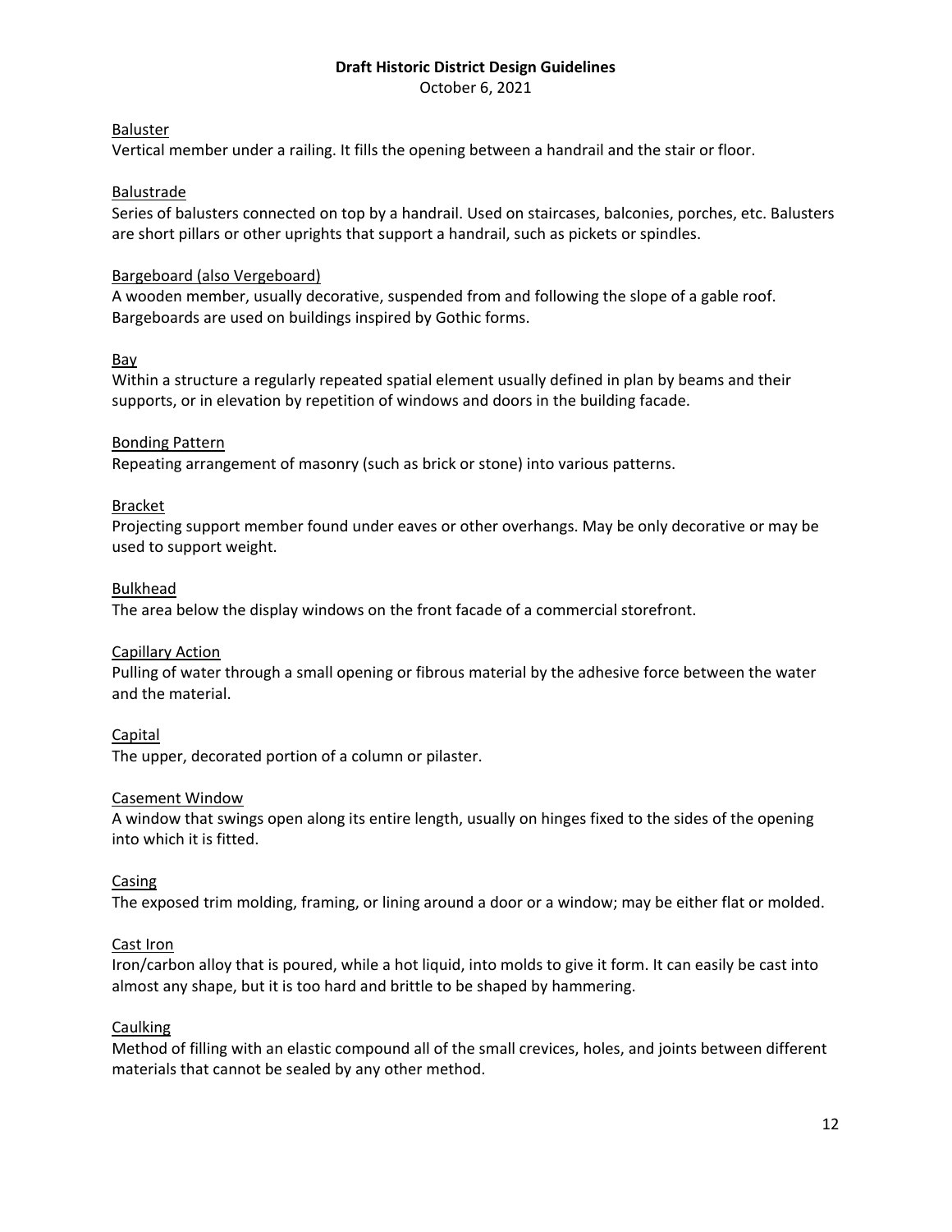Baluster
Vertical member under a railing. It fills the opening between a handrail and the stair or floor.

Balustrade
Series of balusters connected on top by a handrail. Used on staircases, balconies, porches, etc. Balusters are short pillars or other uprights that support a handrail, such as pickets or spindles.

Bargeboard (also Vergeboard)
A wooden member, usually decorative, suspended from and following the slope of a gable roof. Bargeboards are used on buildings inspired by Gothic forms.

Bay
Within a structure a regularly repeated spatial element usually defined in plan by beams and their supports, or in elevation by repetition of windows and doors in the building facade.

Bonding Pattern
Repeating arrangement of masonry (such as brick or stone) into various patterns.

Bracket
Projecting support member found under eaves or other overhangs. May be only decorative or may be used to support weight.

Bulkhead
The area below the display windows on the front facade of a commercial storefront.

Capillary Action
Pulling of water through a small opening or fibrous material by the adhesive force between the water and the material.

Capital
The upper, decorated portion of a column or pilaster.

Casement Window
A window that swings open along its entire length, usually on hinges fixed to the sides of the opening into which it is fitted.

Casing
The exposed trim molding, framing, or lining around a door or a window; may be either flat or molded.

Cast Iron
Iron/carbon alloy that is poured, while a hot liquid, into molds to give it form. It can easily be cast into almost any shape, but it is too hard and brittle to be shaped by hammering.

Caulking
Method of filling with an elastic compound all of the small crevices, holes, and joints between different materials that cannot be sealed by any other method.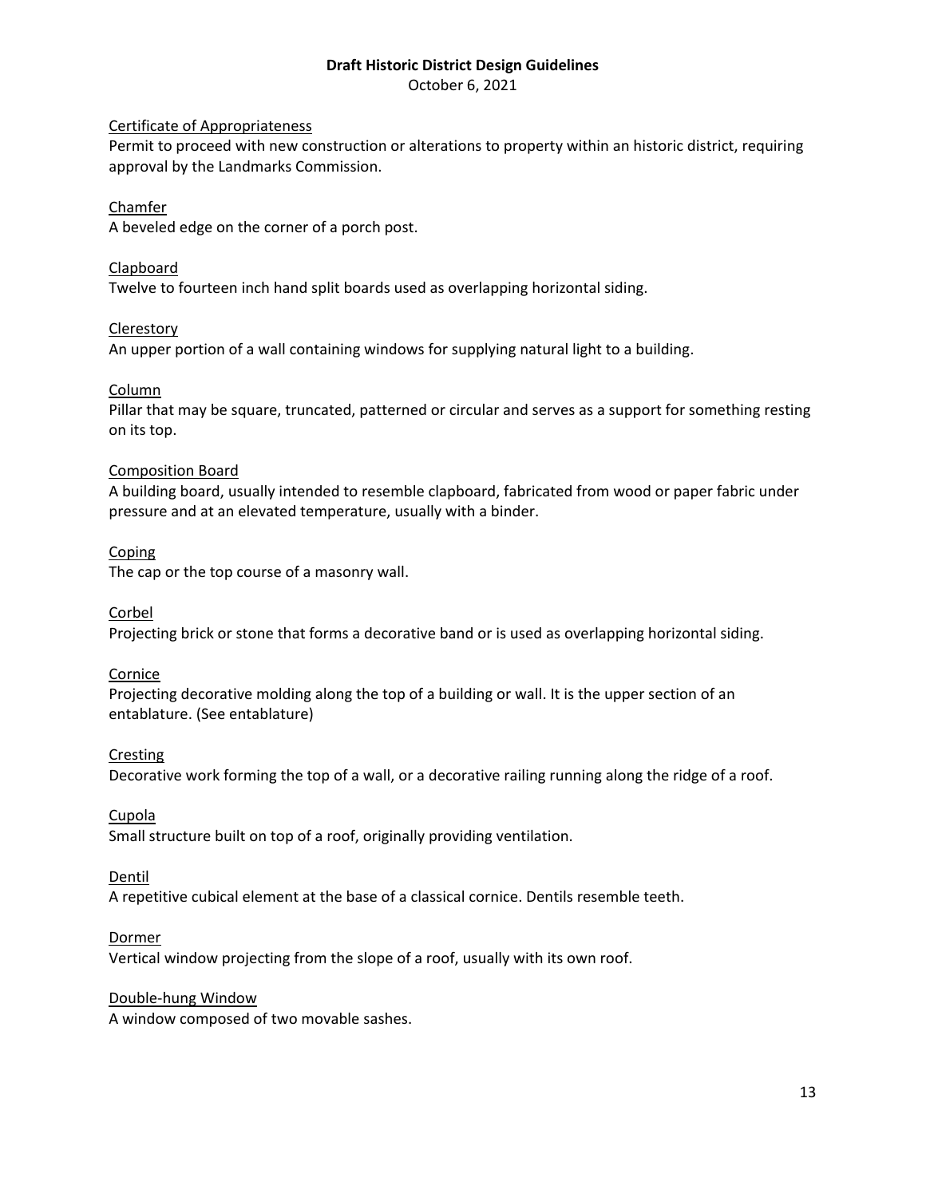Certificate of Appropriateness
Permit to proceed with new construction or alterations to property within an historic district, requiring approval by the Landmarks Commission.

Chamfer
A beveled edge on the corner of a porch post.

Clapboard
Twelve to fourteen inch hand split boards used as overlapping horizontal siding.

Clerestory
An upper portion of a wall containing windows for supplying natural light to a building.

Column
Pillar that may be square, truncated, patterned or circular and serves as a support for something resting on its top.

Composition Board
A building board, usually intended to resemble clapboard, fabricated from wood or paper fabric under pressure and at an elevated temperature, usually with a binder.

Coping
The cap or the top course of a masonry wall.

Corbel
Projecting brick or stone that forms a decorative band or is used as overlapping horizontal siding.

Cornice
Projecting decorative molding along the top of a building or wall. It is the upper section of an entablature. (See entablature)

Cresting
Decorative work forming the top of a wall, or a decorative railing running along the ridge of a roof.

Cupola
Small structure built on top of a roof, originally providing ventilation.

Dentil
A repetitive cubical element at the base of a classical cornice. Dentils resemble teeth.

Dormer
Vertical window projecting from the slope of a roof, usually with its own roof.

Double-hung Window
A window composed of two movable sashes.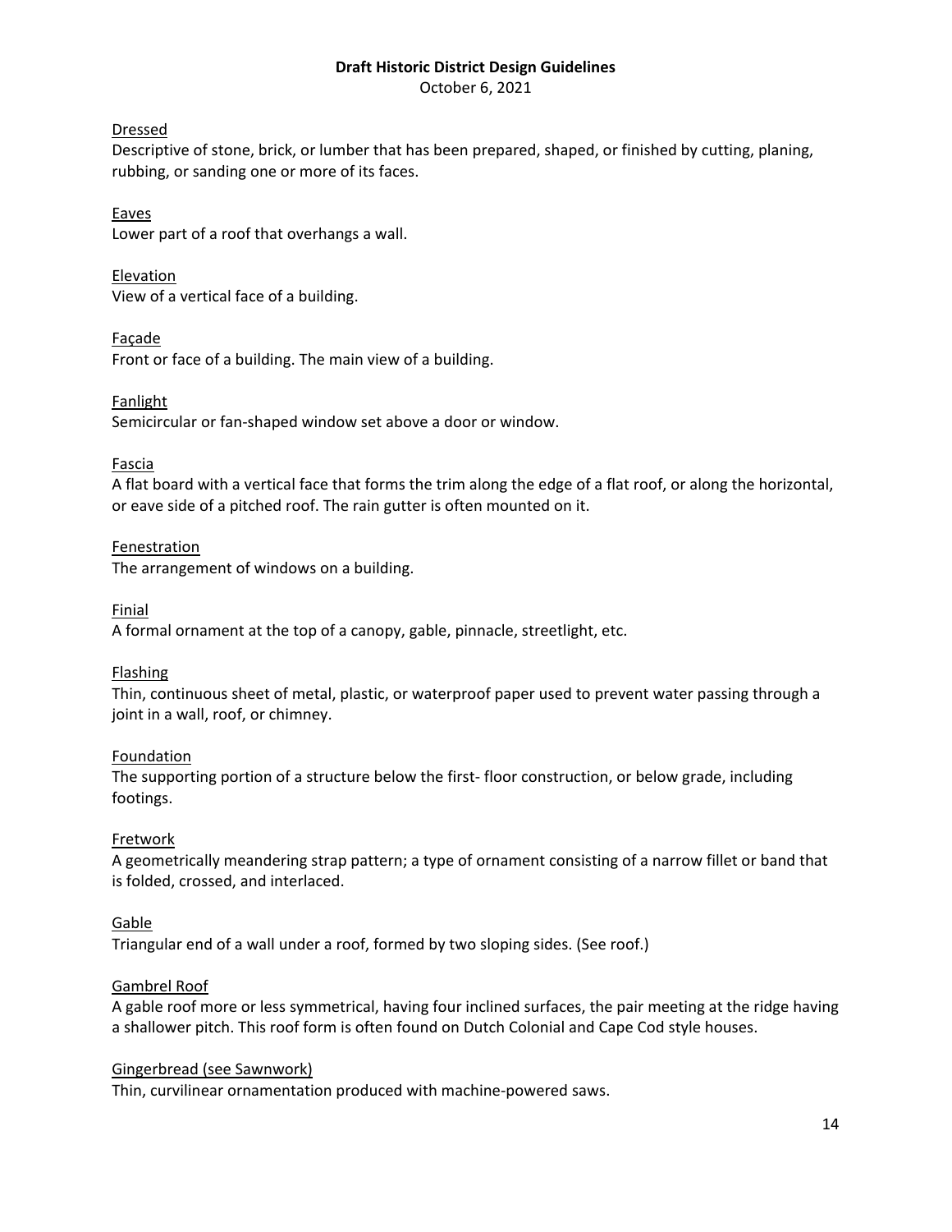Dressed

Descriptive of stone, brick, or lumber that has been prepared, shaped, or finished by cutting, planing, rubbing, or sanding one or more of its faces.

Eaves

Lower part of a roof that overhangs a wall.

Elevation

View of a vertical face of a building.

Façade

Front or face of a building. The main view of a building.

Fanlight

Semicircular or fan-shaped window set above a door or window.

Fascia

A flat board with a vertical face that forms the trim along the edge of a flat roof, or along the horizontal, or eave side of a pitched roof. The rain gutter is often mounted on it.

Fenestration

The arrangement of windows on a building.

Finial

A formal ornament at the top of a canopy, gable, pinnacle, streetlight, etc.

Flashing

Thin, continuous sheet of metal, plastic, or waterproof paper used to prevent water passing through a joint in a wall, roof, or chimney.

Foundation

The supporting portion of a structure below the first- floor construction, or below grade, including footings.

Fretwork

A geometrically meandering strap pattern; a type of ornament consisting of a narrow fillet or band that is folded, crossed, and interlaced.

Gable

Triangular end of a wall under a roof, formed by two sloping sides. (See roof.)

Gambrel Roof

A gable roof more or less symmetrical, having four inclined surfaces, the pair meeting at the ridge having a shallower pitch. This roof form is often found on Dutch Colonial and Cape Cod style houses.

Gingerbread (see Sawnwork)

Thin, curvilinear ornamentation produced with machine-powered saws.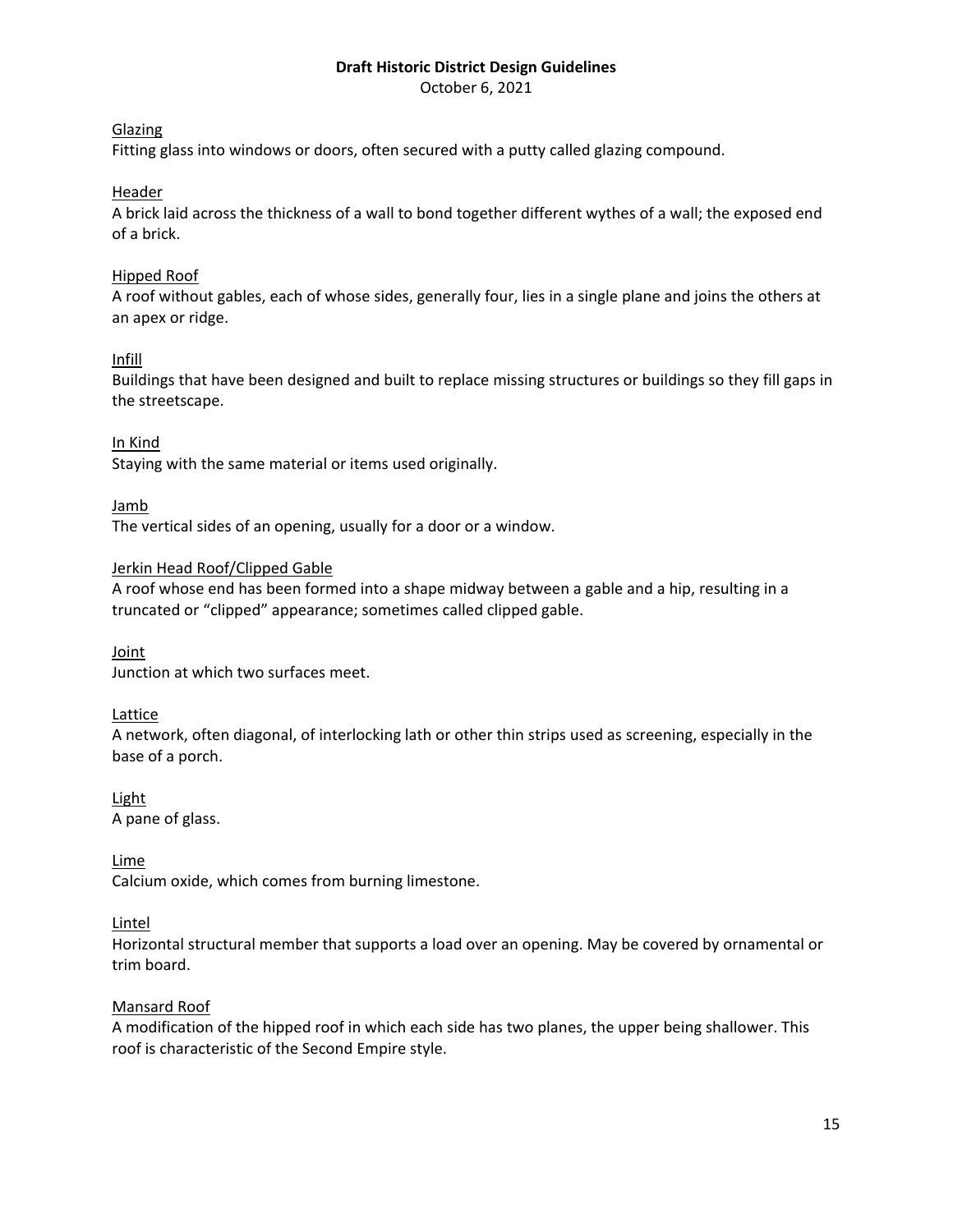Glazing
Fitting glass into windows or doors, often secured with a putty called glazing compound.

Header
A brick laid across the thickness of a wall to bond together different wythes of a wall; the exposed end of a brick.

Hipped Roof
A roof without gables, each of whose sides, generally four, lies in a single plane and joins the others at an apex or ridge.

Infill
Buildings that have been designed and built to replace missing structures or buildings so they fill gaps in the streetscape.

In Kind
Staying with the same material or items used originally.

Jamb
The vertical sides of an opening, usually for a door or a window.

Jerkin Head Roof/Clipped Gable
A roof whose end has been formed into a shape midway between a gable and a hip, resulting in a truncated or "clipped" appearance; sometimes called clipped gable.

Joint
Junction at which two surfaces meet.

Lattice
A network, often diagonal, of interlocking lath or other thin strips used as screening, especially in the base of a porch.

Light
A pane of glass.

Lime
Calcium oxide, which comes from burning limestone.

Lintel
Horizontal structural member that supports a load over an opening. May be covered by ornamental or trim board.

Mansard Roof
A modification of the hipped roof in which each side has two planes, the upper being shallower. This roof is characteristic of the Second Empire style.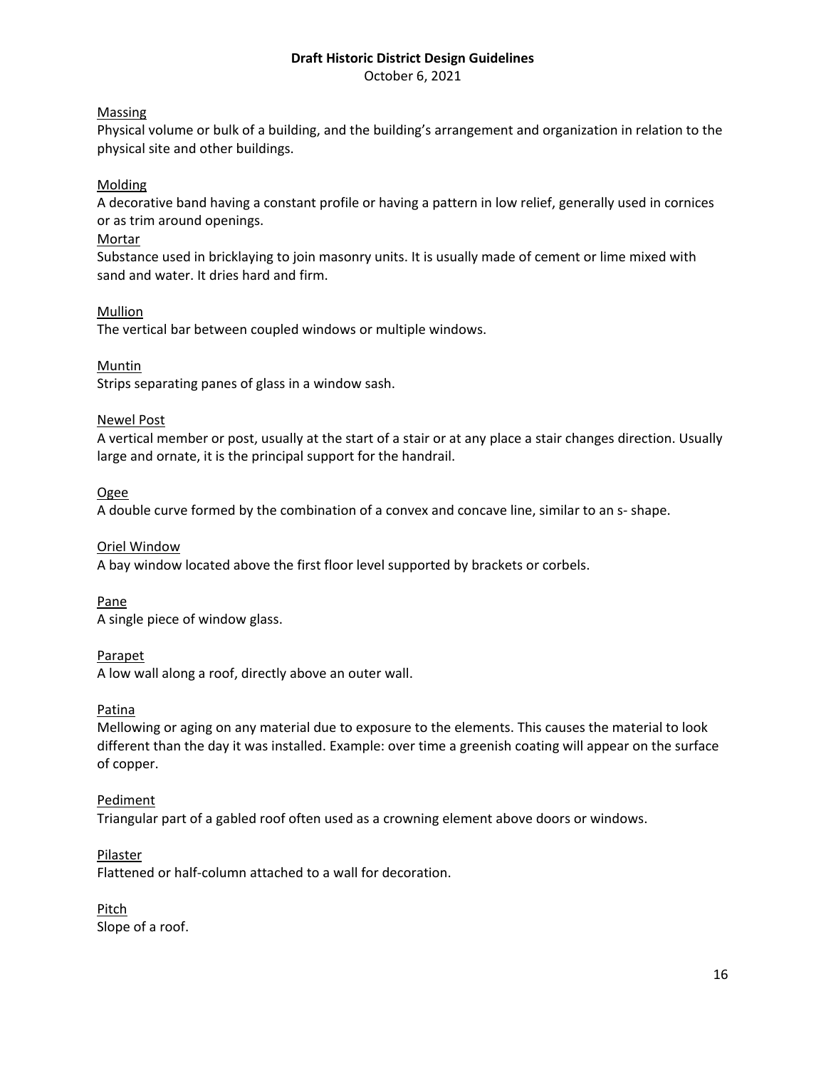Massing
Physical volume or bulk of a building, and the building's arrangement and organization in relation to the physical site and other buildings.

Molding
A decorative band having a constant profile or having a pattern in low relief, generally used in cornices or as trim around openings.

Mortar
Substance used in bricklaying to join masonry units. It is usually made of cement or lime mixed with sand and water. It dries hard and firm.

Mullion
The vertical bar between coupled windows or multiple windows.

Muntin
Strips separating panes of glass in a window sash.

Newel Post
A vertical member or post, usually at the start of a stair or at any place a stair changes direction. Usually large and ornate, it is the principal support for the handrail.

Ogee
A double curve formed by the combination of a convex and concave line, similar to an s- shape.

Oriel Window
A bay window located above the first floor level supported by brackets or corbels.

Pane
A single piece of window glass.

Parapet
A low wall along a roof, directly above an outer wall.

Patina
Mellowing or aging on any material due to exposure to the elements. This causes the material to look different than the day it was installed. Example: over time a greenish coating will appear on the surface of copper.

Pediment
Triangular part of a gabled roof often used as a crowning element above doors or windows.

Pilaster
Flattened or half-column attached to a wall for decoration.

Pitch
Slope of a roof.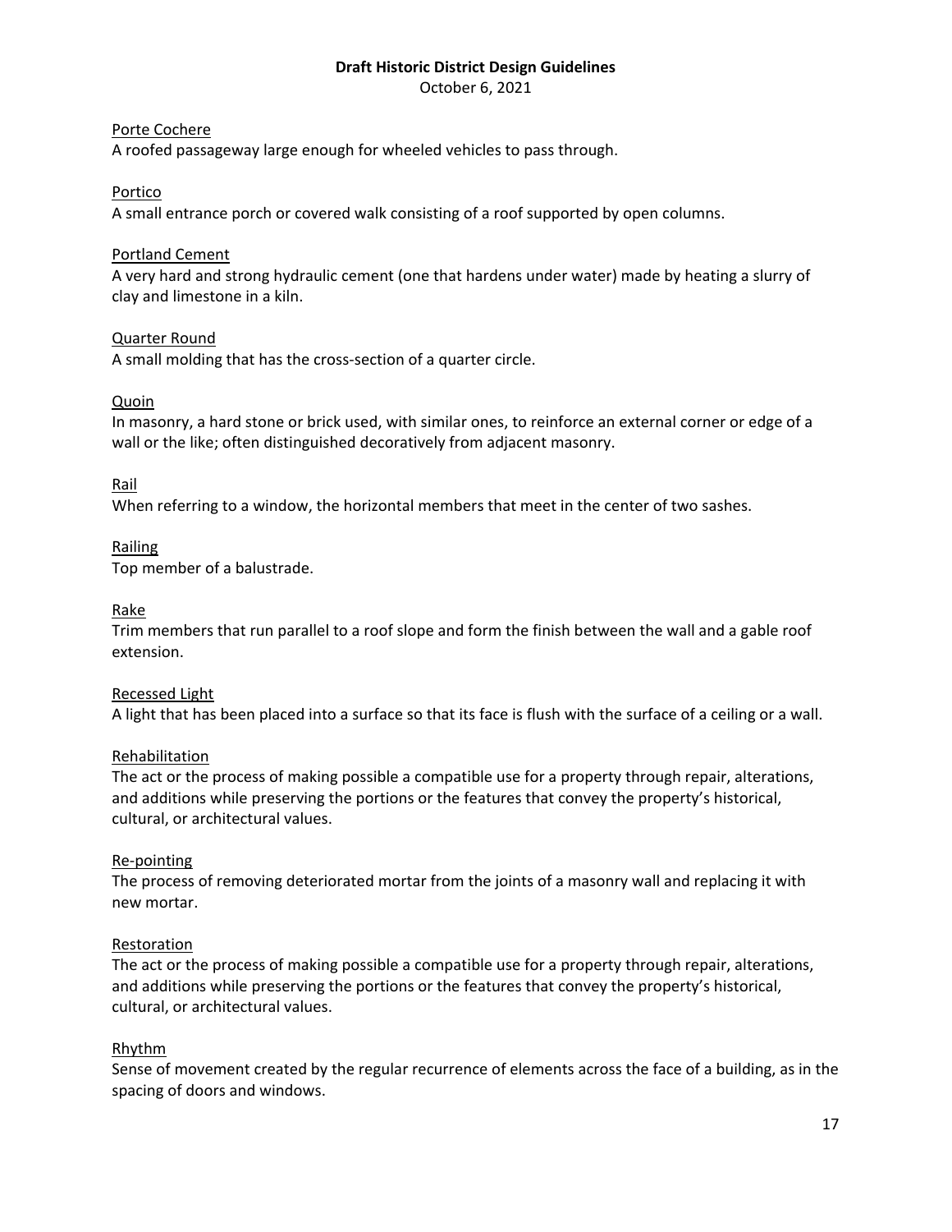Porte Cochere

A roofed passageway large enough for wheeled vehicles to pass through.

Portico

A small entrance porch or covered walk consisting of a roof supported by open columns.

Portland Cement

A very hard and strong hydraulic cement (one that hardens under water) made by heating a slurry of clay and limestone in a kiln.

Quarter Round

A small molding that has the cross-section of a quarter circle.

Quoin

In masonry, a hard stone or brick used, with similar ones, to reinforce an external corner or edge of a wall or the like; often distinguished decoratively from adjacent masonry.

Rail

When referring to a window, the horizontal members that meet in the center of two sashes.

Railing

Top member of a balustrade.

Rake

Trim members that run parallel to a roof slope and form the finish between the wall and a gable roof extension.

Recessed Light

A light that has been placed into a surface so that its face is flush with the surface of a ceiling or a wall.

Rehabilitation

The act or the process of making possible a compatible use for a property through repair, alterations, and additions while preserving the portions or the features that convey the property's historical, cultural, or architectural values.

Re-pointing

The process of removing deteriorated mortar from the joints of a masonry wall and replacing it with new mortar.

Restoration

The act or the process of making possible a compatible use for a property through repair, alterations, and additions while preserving the portions or the features that convey the property's historical, cultural, or architectural values.

Rhythm

Sense of movement created by the regular recurrence of elements across the face of a building, as in the spacing of doors and windows.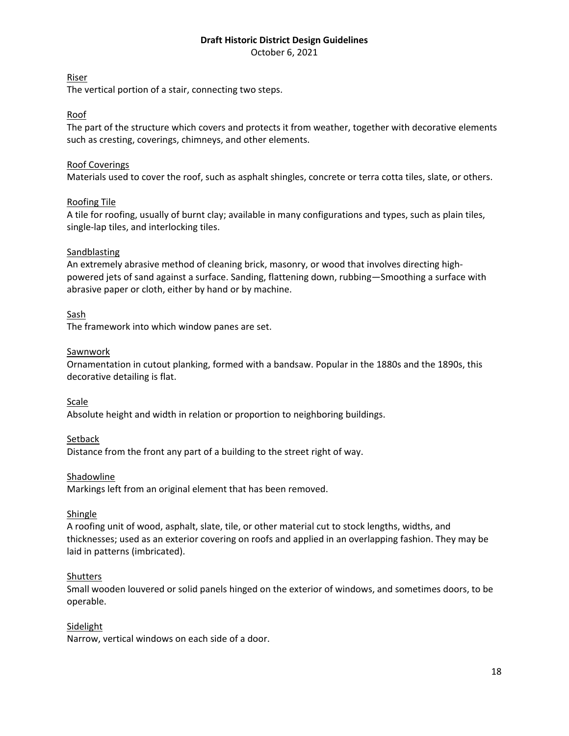Riser
The vertical portion of a stair, connecting two steps.

Roof
The part of the structure which covers and protects it from weather, together with decorative elements such as cresting, coverings, chimneys, and other elements.

Roof Coverings
Materials used to cover the roof, such as asphalt shingles, concrete or terra cotta tiles, slate, or others.

Roofing Tile
A tile for roofing, usually of burnt clay; available in many configurations and types, such as plain tiles, single-lap tiles, and interlocking tiles.

Sandblasting
An extremely abrasive method of cleaning brick, masonry, or wood that involves directing high-powered jets of sand against a surface. Sanding, flattening down, rubbing—Smoothing a surface with abrasive paper or cloth, either by hand or by machine.

Sash
The framework into which window panes are set.

Sawnwork
Ornamentation in cutout planking, formed with a bandsaw. Popular in the 1880s and the 1890s, this decorative detailing is flat.

Scale
Absolute height and width in relation or proportion to neighboring buildings.

Setback
Distance from the front any part of a building to the street right of way.

Shadowline
Markings left from an original element that has been removed.

Shingle
A roofing unit of wood, asphalt, slate, tile, or other material cut to stock lengths, widths, and thicknesses; used as an exterior covering on roofs and applied in an overlapping fashion. They may be laid in patterns (imbricated).

Shutters
Small wooden louvered or solid panels hinged on the exterior of windows, and sometimes doors, to be operable.

Sidelight
Narrow, vertical windows on each side of a door.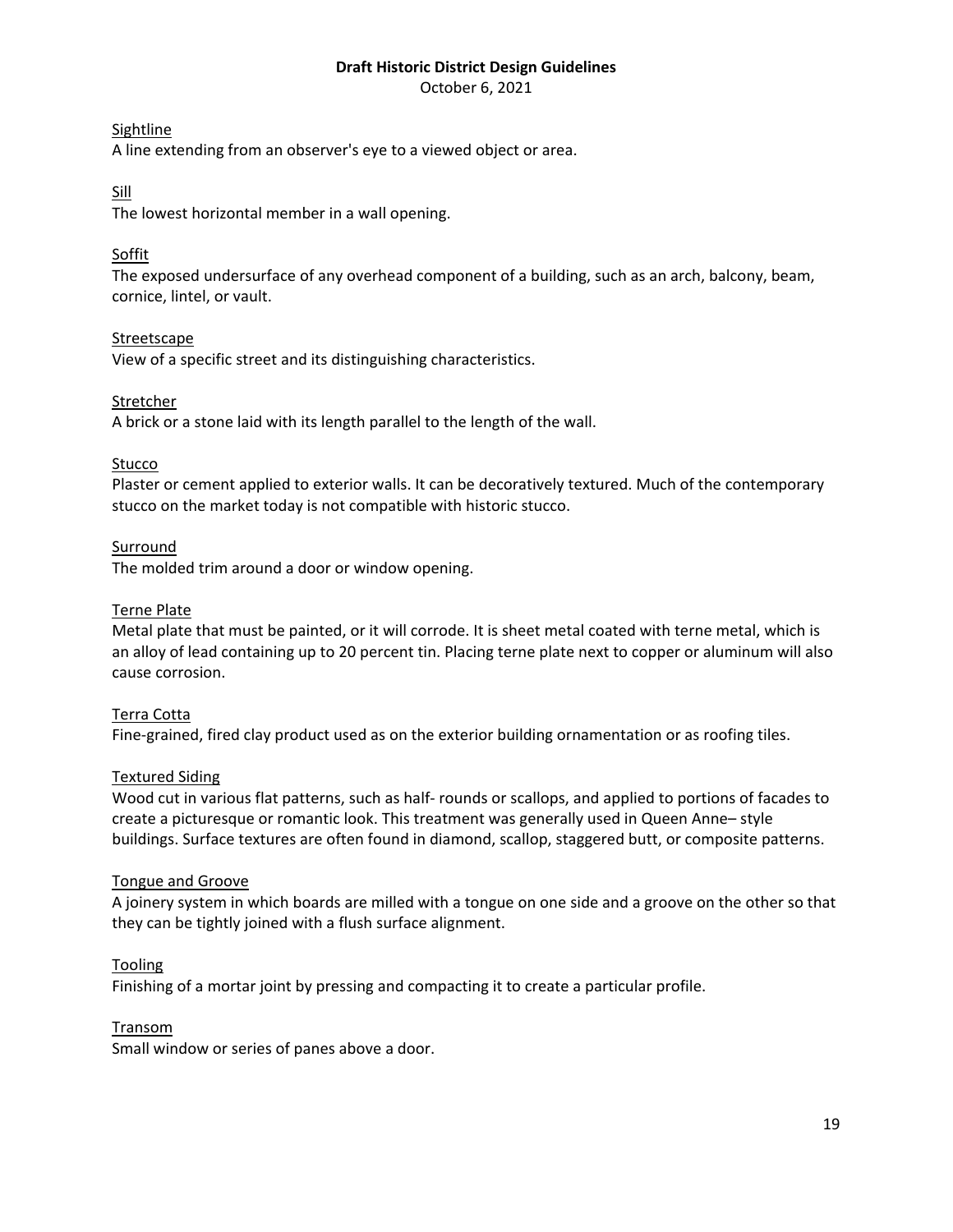Sightline

A line extending from an observer's eye to a viewed object or area.

Sill

The lowest horizontal member in a wall opening.

Soffit

The exposed undersurface of any overhead component of a building, such as an arch, balcony, beam, cornice, lintel, or vault.

Streetscape

View of a specific street and its distinguishing characteristics.

Stretcher

A brick or a stone laid with its length parallel to the length of the wall.

Stucco

Plaster or cement applied to exterior walls. It can be decoratively textured. Much of the contemporary stucco on the market today is not compatible with historic stucco.

Surround

The molded trim around a door or window opening.

Terne Plate

Metal plate that must be painted, or it will corrode. It is sheet metal coated with terne metal, which is an alloy of lead containing up to 20 percent tin. Placing terne plate next to copper or aluminum will also cause corrosion.

Terra Cotta

Fine-grained, fired clay product used as on the exterior building ornamentation or as roofing tiles.

Textured Siding

Wood cut in various flat patterns, such as half- rounds or scallops, and applied to portions of facades to create a picturesque or romantic look. This treatment was generally used in Queen Anne– style buildings. Surface textures are often found in diamond, scallop, staggered butt, or composite patterns.

Tongue and Groove

A joinery system in which boards are milled with a tongue on one side and a groove on the other so that they can be tightly joined with a flush surface alignment.

Tooling

Finishing of a mortar joint by pressing and compacting it to create a particular profile.

Transom

Small window or series of panes above a door.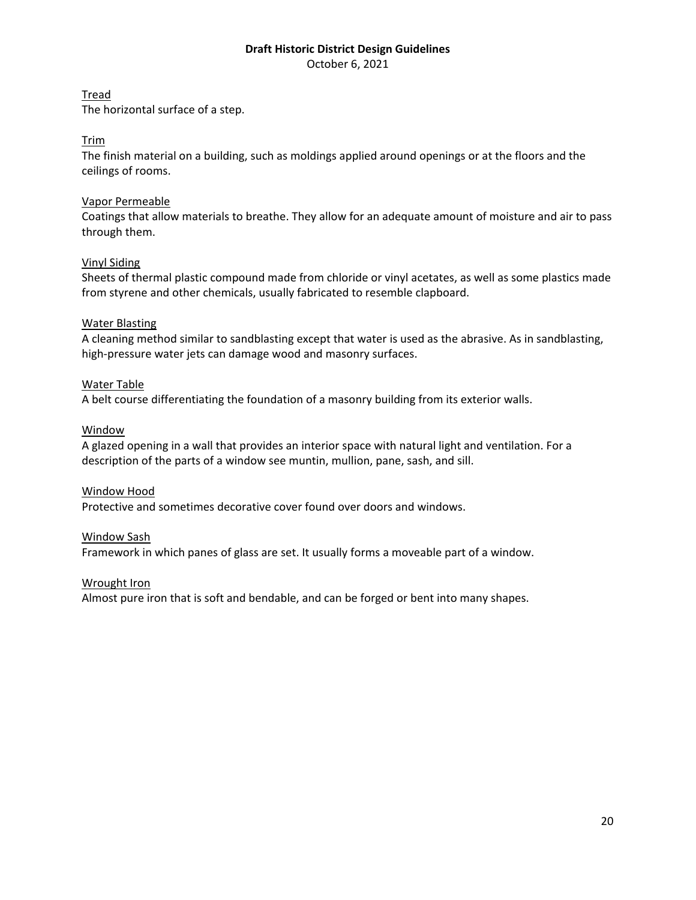Tread

The horizontal surface of a step.

Trim

The finish material on a building, such as moldings applied around openings or at the floors and the ceilings of rooms.

Vapor Permeable

Coatings that allow materials to breathe. They allow for an adequate amount of moisture and air to pass through them.

Vinyl Siding

Sheets of thermal plastic compound made from chloride or vinyl acetates, as well as some plastics made from styrene and other chemicals, usually fabricated to resemble clapboard.

Water Blasting

A cleaning method similar to sandblasting except that water is used as the abrasive. As in sandblasting, high-pressure water jets can damage wood and masonry surfaces.

Water Table

A belt course differentiating the foundation of a masonry building from its exterior walls.

Window

A glazed opening in a wall that provides an interior space with natural light and ventilation. For a description of the parts of a window see muntin, mullion, pane, sash, and sill.

Window Hood

Protective and sometimes decorative cover found over doors and windows.

Window Sash

Framework in which panes of glass are set. It usually forms a moveable part of a window.

Wrought Iron

Almost pure iron that is soft and bendable, and can be forged or bent into many shapes.